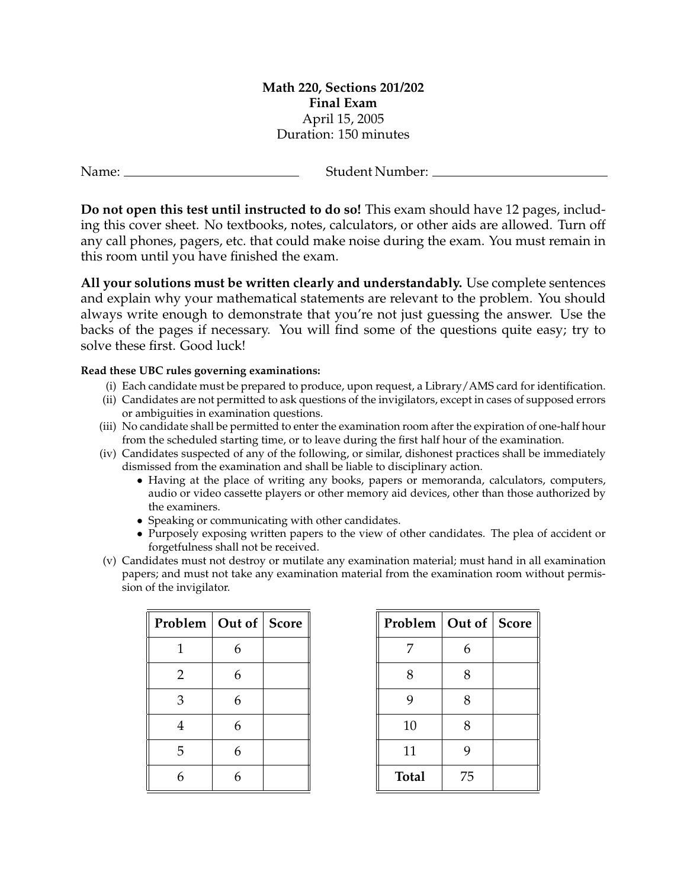**Math 220, Sections 201/202**
**Final Exam**
April 15, 2005
Duration: 150 minutes

Name: \_\_\_\_\_\_\_\_\_\_\_\_\_\_\_\_\_\_\_\_\_\_\_\_ Student Number: \_\_\_\_\_\_\_\_\_\_\_\_\_\_\_\_\_\_\_\_\_\_\_\_

**Do not open this test until instructed to do so!** This exam should have 12 pages, including this cover sheet. No textbooks, notes, calculators, or other aids are allowed. Turn off any call phones, pagers, etc. that could make noise during the exam. You must remain in this room until you have finished the exam.

**All your solutions must be written clearly and understandably.** Use complete sentences and explain why your mathematical statements are relevant to the problem. You should always write enough to demonstrate that you're not just guessing the answer. Use the backs of the pages if necessary. You will find some of the questions quite easy; try to solve these first. Good luck!

**Read these UBC rules governing examinations:**

(i) Each candidate must be prepared to produce, upon request, a Library/AMS card for identification.

(ii) Candidates are not permitted to ask questions of the invigilators, except in cases of supposed errors or ambiguities in examination questions.

(iii) No candidate shall be permitted to enter the examination room after the expiration of one-half hour from the scheduled starting time, or to leave during the first half hour of the examination.

(iv) Candidates suspected of any of the following, or similar, dishonest practices shall be immediately dismissed from the examination and shall be liable to disciplinary action.
- Having at the place of writing any books, papers or memoranda, calculators, computers, audio or video cassette players or other memory aid devices, other than those authorized by the examiners.
- Speaking or communicating with other candidates.
- Purposely exposing written papers to the view of other candidates. The plea of accident or forgetfulness shall not be received.

(v) Candidates must not destroy or mutilate any examination material; must hand in all examination papers; and must not take any examination material from the examination room without permission of the invigilator.

| Problem | Out of | Score |
|---|---|---|
| 1 | 6 | |
| 2 | 6 | |
| 3 | 6 | |
| 4 | 6 | |
| 5 | 6 | |
| 6 | 6 | |

| Problem | Out of | Score |
|---|---|---|
| 7 | 6 | |
| 8 | 8 | |
| 9 | 8 | |
| 10 | 8 | |
| 11 | 9 | |
| **Total** | 75 | |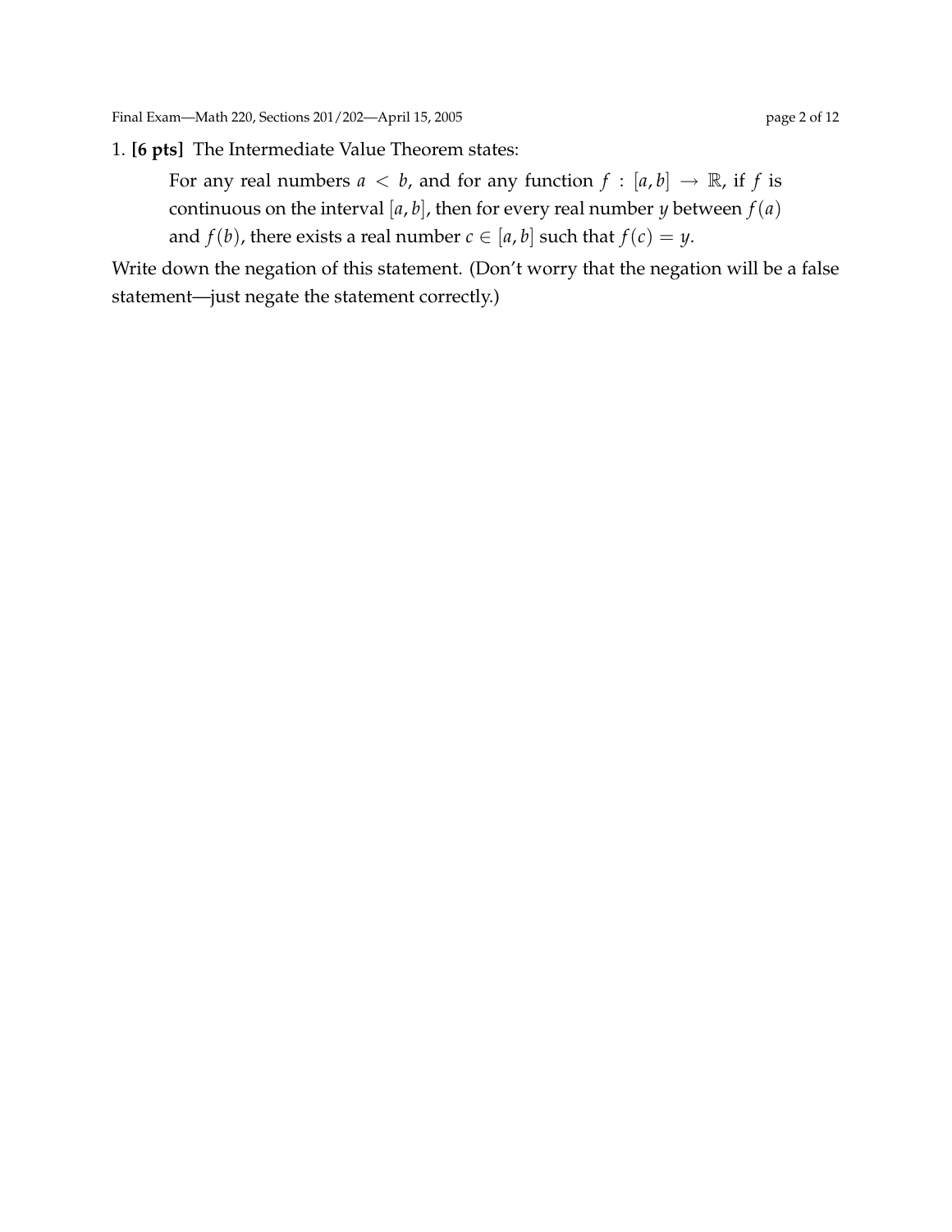1. **[6 pts]** The Intermediate Value Theorem states:

> For any real numbers $a < b$, and for any function $f : [a, b] \to \mathbb{R}$, if $f$ is continuous on the interval $[a, b]$, then for every real number $y$ between $f(a)$ and $f(b)$, there exists a real number $c \in [a, b]$ such that $f(c) = y$.

Write down the negation of this statement. (Don't worry that the negation will be a false statement—just negate the statement correctly.)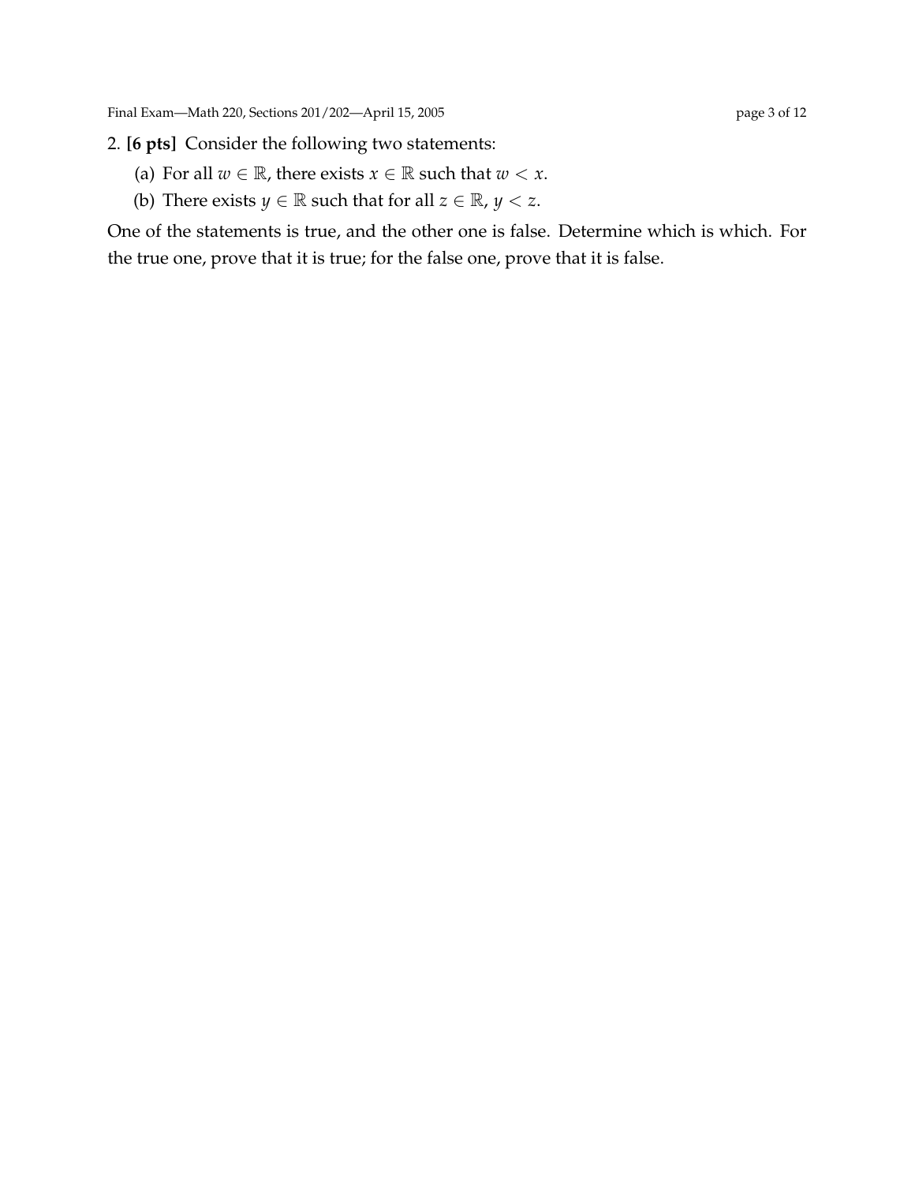2. **[6 pts]** Consider the following two statements:

(a) For all $w \in \mathbb{R}$, there exists $x \in \mathbb{R}$ such that $w < x$.

(b) There exists $y \in \mathbb{R}$ such that for all $z \in \mathbb{R}$, $y < z$.

One of the statements is true, and the other one is false. Determine which is which. For the true one, prove that it is true; for the false one, prove that it is false.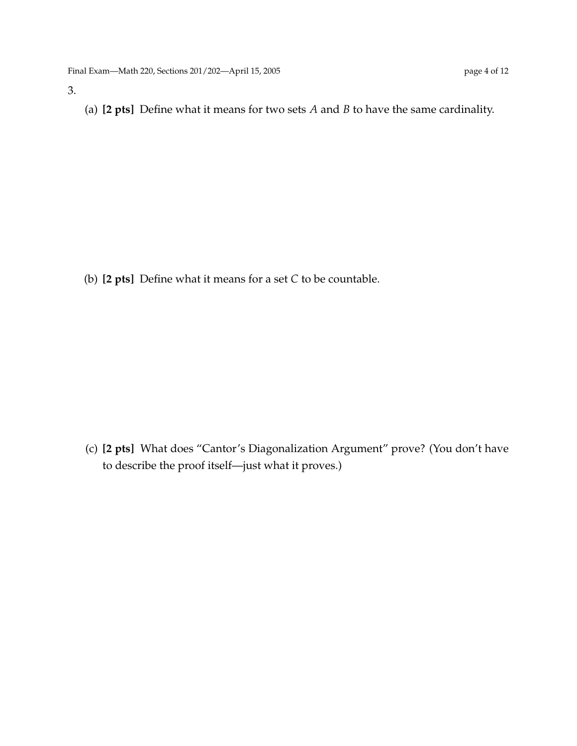3.

(a) **[2 pts]** Define what it means for two sets $A$ and $B$ to have the same cardinality.

(b) **[2 pts]** Define what it means for a set $C$ to be countable.

(c) **[2 pts]** What does "Cantor's Diagonalization Argument" prove? (You don't have to describe the proof itself—just what it proves.)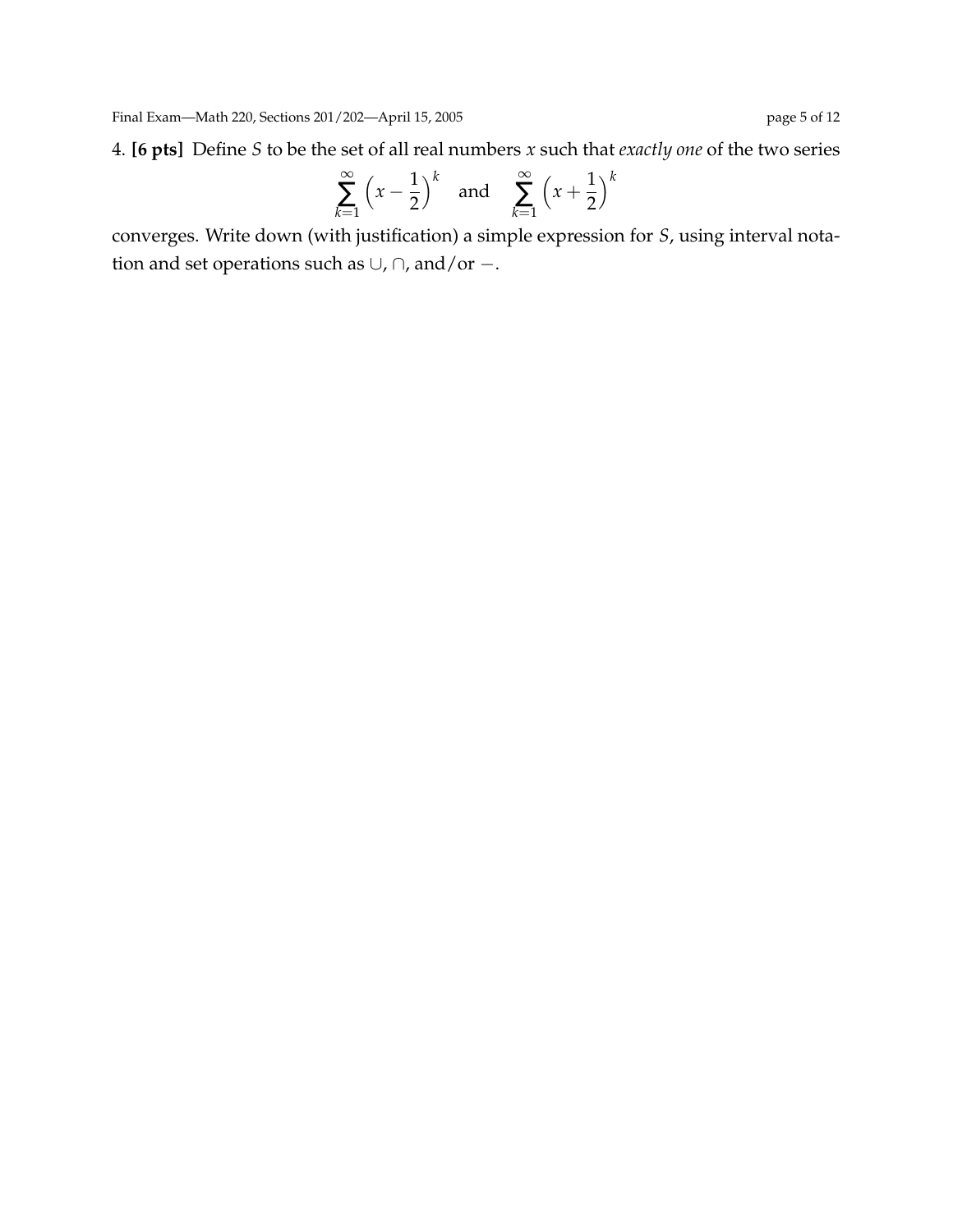4. **[6 pts]** Define $S$ to be the set of all real numbers $x$ such that *exactly one* of the two series

$$\sum_{k=1}^{\infty} \left(x - \frac{1}{2}\right)^k \quad \text{and} \quad \sum_{k=1}^{\infty} \left(x + \frac{1}{2}\right)^k$$

converges. Write down (with justification) a simple expression for $S$, using interval notation and set operations such as $\cup$, $\cap$, and/or $-$.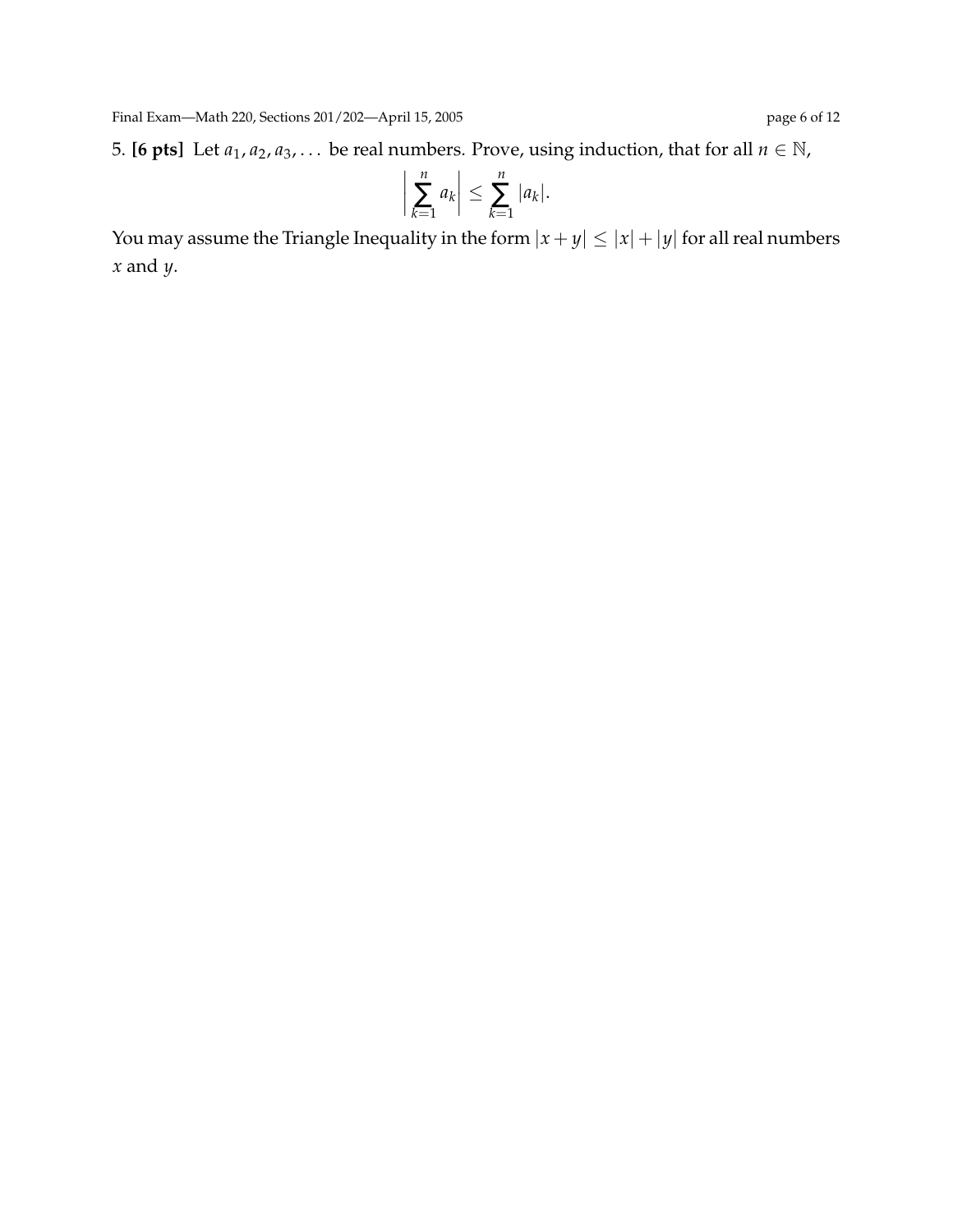5. **[6 pts]** Let $a_1, a_2, a_3, \ldots$ be real numbers. Prove, using induction, that for all $n \in \mathbb{N}$,

$$\left| \sum_{k=1}^{n} a_k \right| \leq \sum_{k=1}^{n} |a_k|.$$

You may assume the Triangle Inequality in the form $|x + y| \leq |x| + |y|$ for all real numbers $x$ and $y$.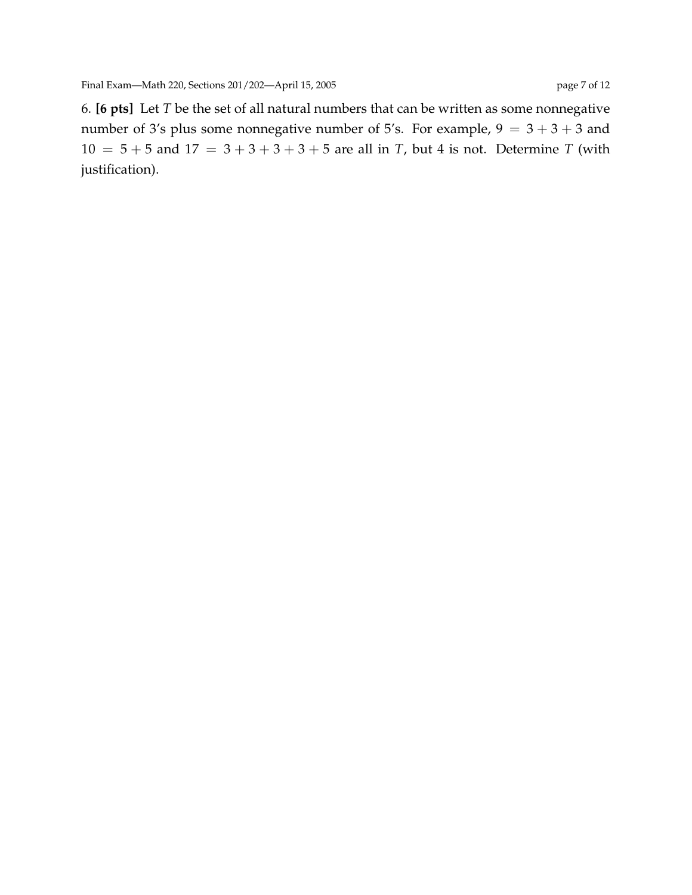6. **[6 pts]** Let $T$ be the set of all natural numbers that can be written as some nonnegative number of 3's plus some nonnegative number of 5's. For example, $9 = 3 + 3 + 3$ and $10 = 5 + 5$ and $17 = 3 + 3 + 3 + 3 + 5$ are all in $T$, but 4 is not. Determine $T$ (with justification).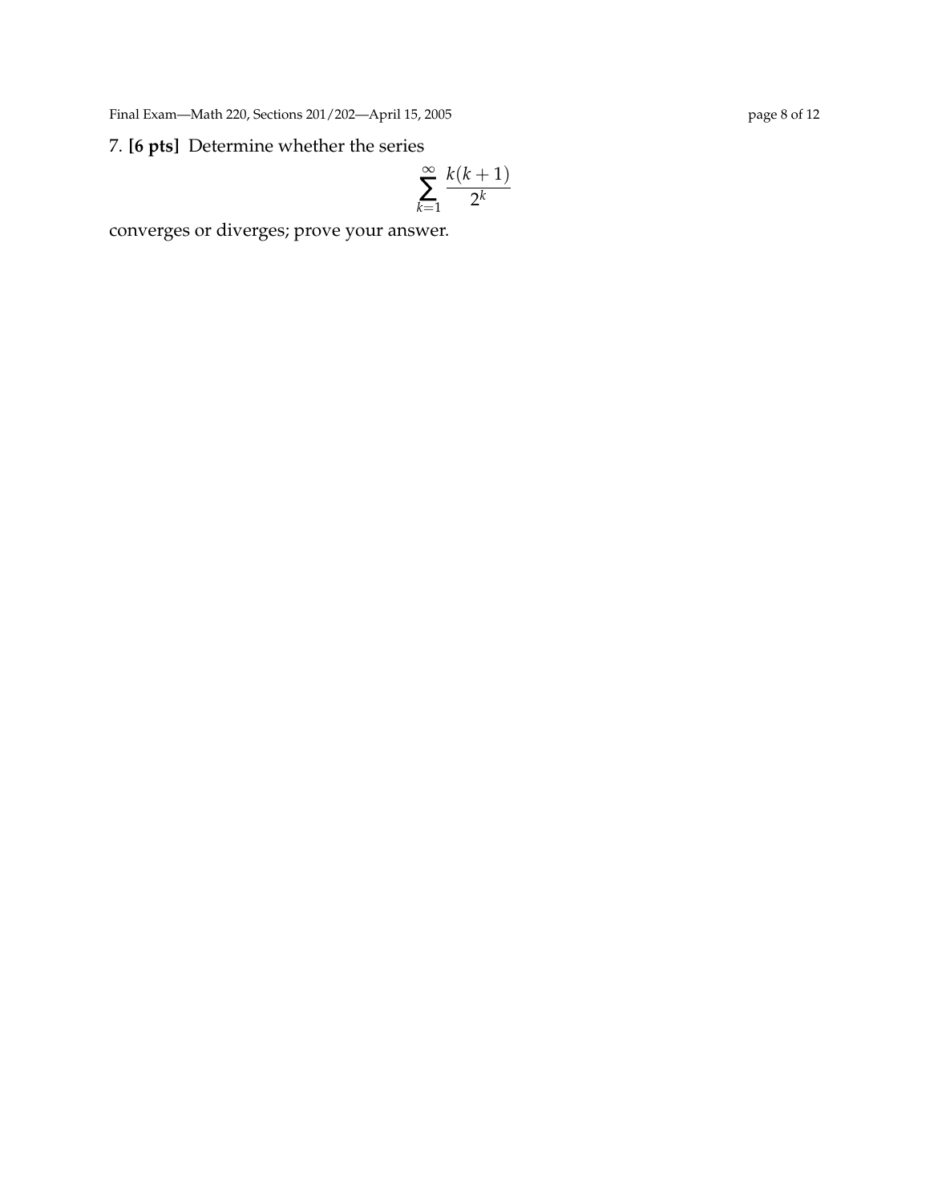7. **[6 pts]** Determine whether the series

$$\sum_{k=1}^{\infty} \frac{k(k+1)}{2^k}$$

converges or diverges; prove your answer.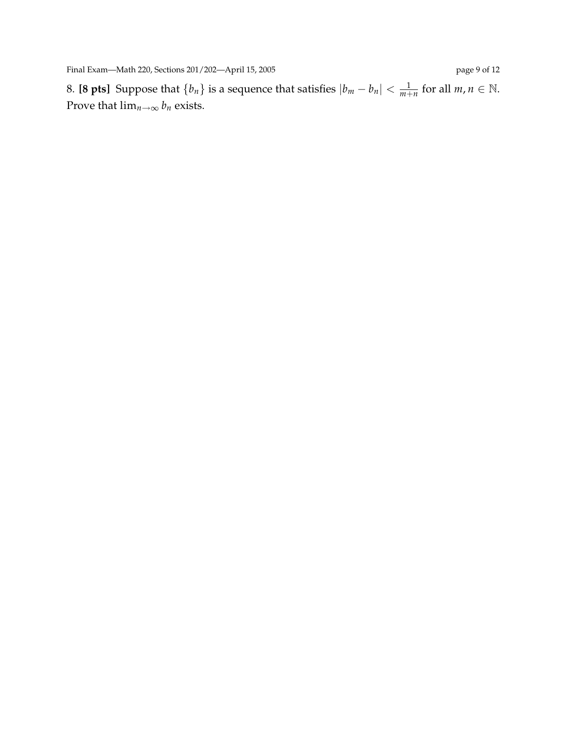8. **[8 pts]** Suppose that $\{b_n\}$ is a sequence that satisfies $|b_m - b_n| < \frac{1}{m+n}$ for all $m, n \in \mathbb{N}$. Prove that $\lim_{n\to\infty} b_n$ exists.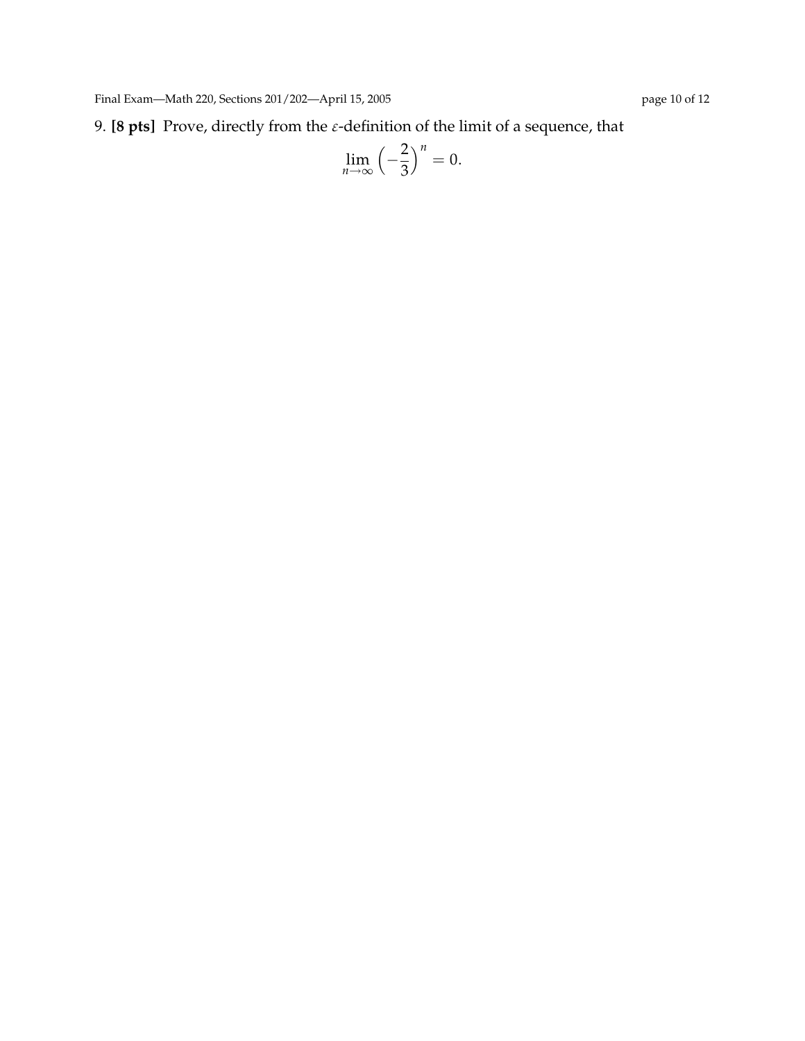9. **[8 pts]** Prove, directly from the $\varepsilon$-definition of the limit of a sequence, that

$$\lim_{n \to \infty} \left( -\frac{2}{3} \right)^n = 0.$$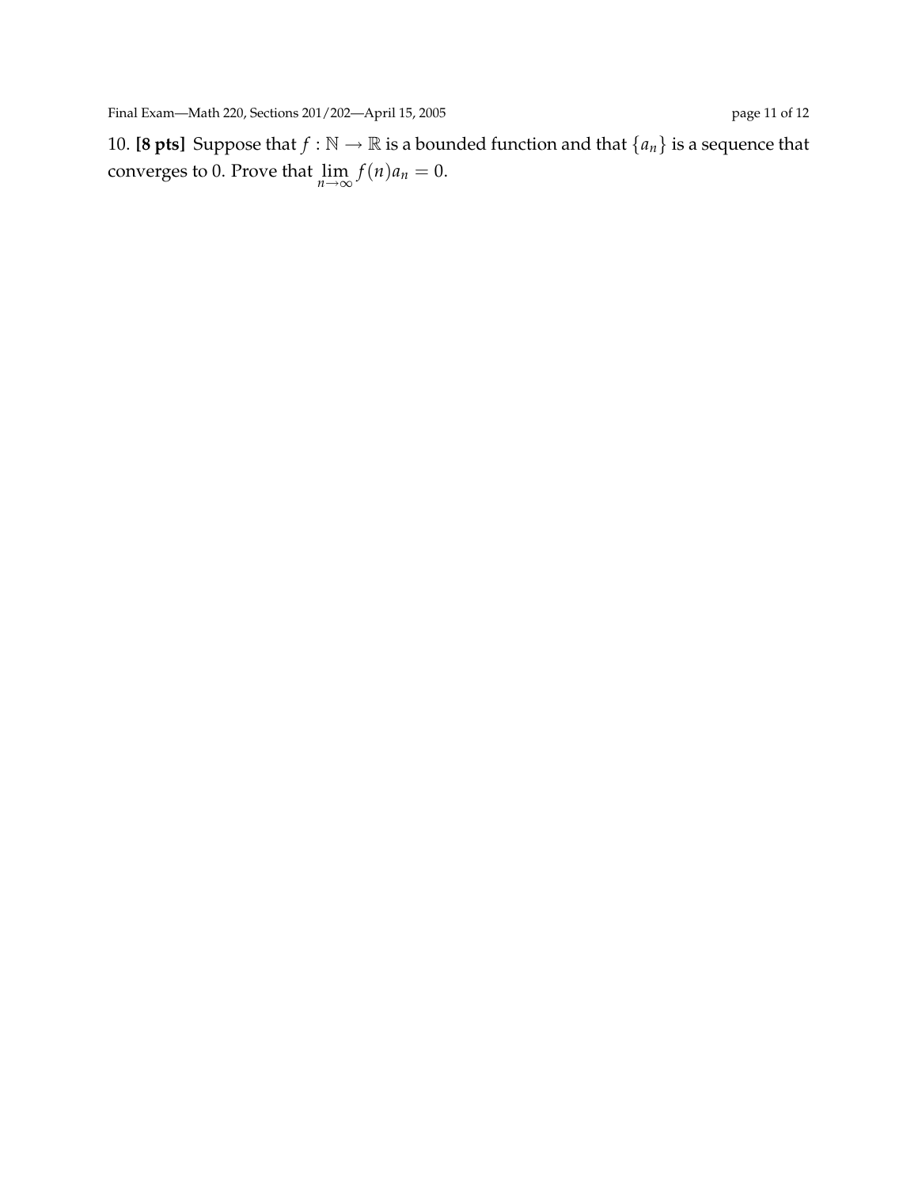10. **[8 pts]** Suppose that $f : \mathbb{N} \to \mathbb{R}$ is a bounded function and that $\{a_n\}$ is a sequence that converges to 0. Prove that $\lim_{n\to\infty} f(n)a_n = 0$.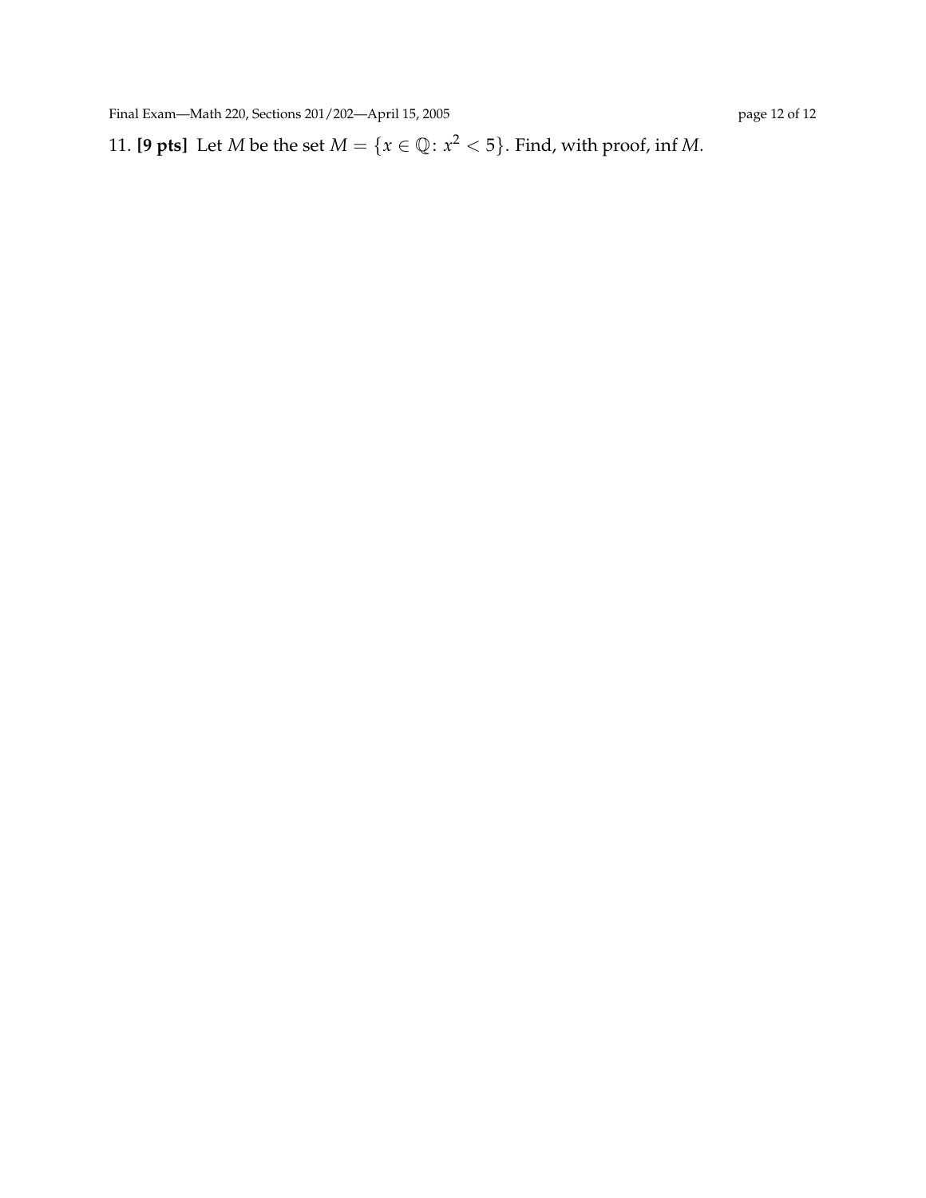11. **[9 pts]** Let $M$ be the set $M = \{x \in \mathbb{Q} \colon x^2 < 5\}$. Find, with proof, $\inf M$.